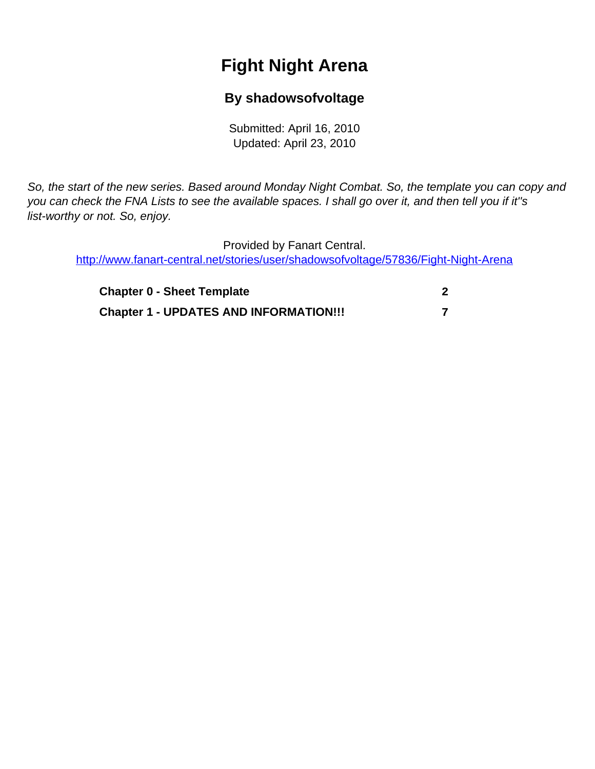# Fight Night Arena

### By shadowsofvoltage

Submitted: April 16, 2010
Updated: April 23, 2010

*So, the start of the new series. Based around Monday Night Combat. So, the template you can copy and you can check the FNA Lists to see the available spaces. I shall go over it, and then tell you if it''s list-worthy or not. So, enjoy.*

Provided by Fanart Central.
http://www.fanart-central.net/stories/user/shadowsofvoltage/57836/Fight-Night-Arena

| | |
|---|---|
| **Chapter 0 - Sheet Template** | **2** |
| **Chapter 1 - UPDATES AND INFORMATION!!!** | **7** |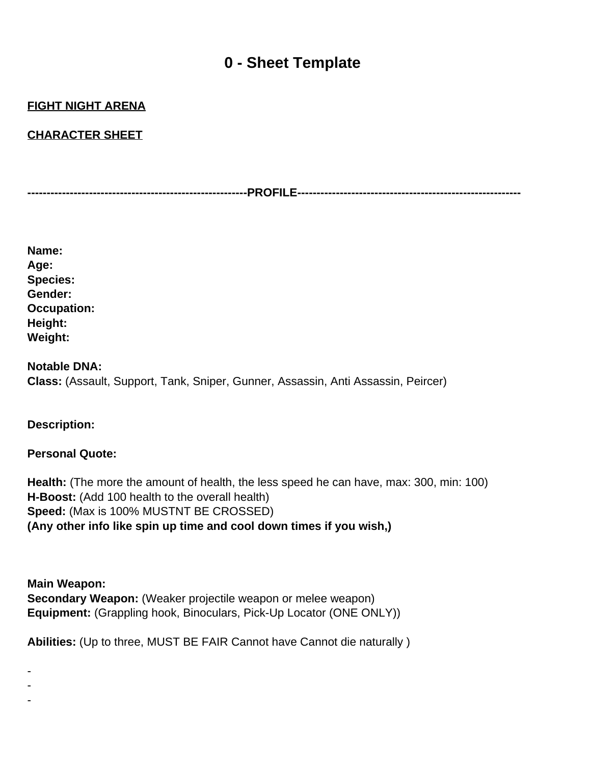# 0 - Sheet Template

**FIGHT NIGHT ARENA**

**CHARACTER SHEET**

**--------------------------------------------------------PROFILE---------------------------------------------------------**

**Name:**
**Age:**
**Species:**
**Gender:**
**Occupation:**
**Height:**
**Weight:**

**Notable DNA:**
**Class:** (Assault, Support, Tank, Sniper, Gunner, Assassin, Anti Assassin, Peircer)

**Description:**

**Personal Quote:**

**Health:** (The more the amount of health, the less speed he can have, max: 300, min: 100)
**H-Boost:** (Add 100 health to the overall health)
**Speed:** (Max is 100% MUSTNT BE CROSSED)
**(Any other info like spin up time and cool down times if you wish,)**

**Main Weapon:**
**Secondary Weapon:** (Weaker projectile weapon or melee weapon)
**Equipment:** (Grappling hook, Binoculars, Pick-Up Locator (ONE ONLY))

**Abilities:** (Up to three, MUST BE FAIR Cannot have Cannot die naturally )

-
-
-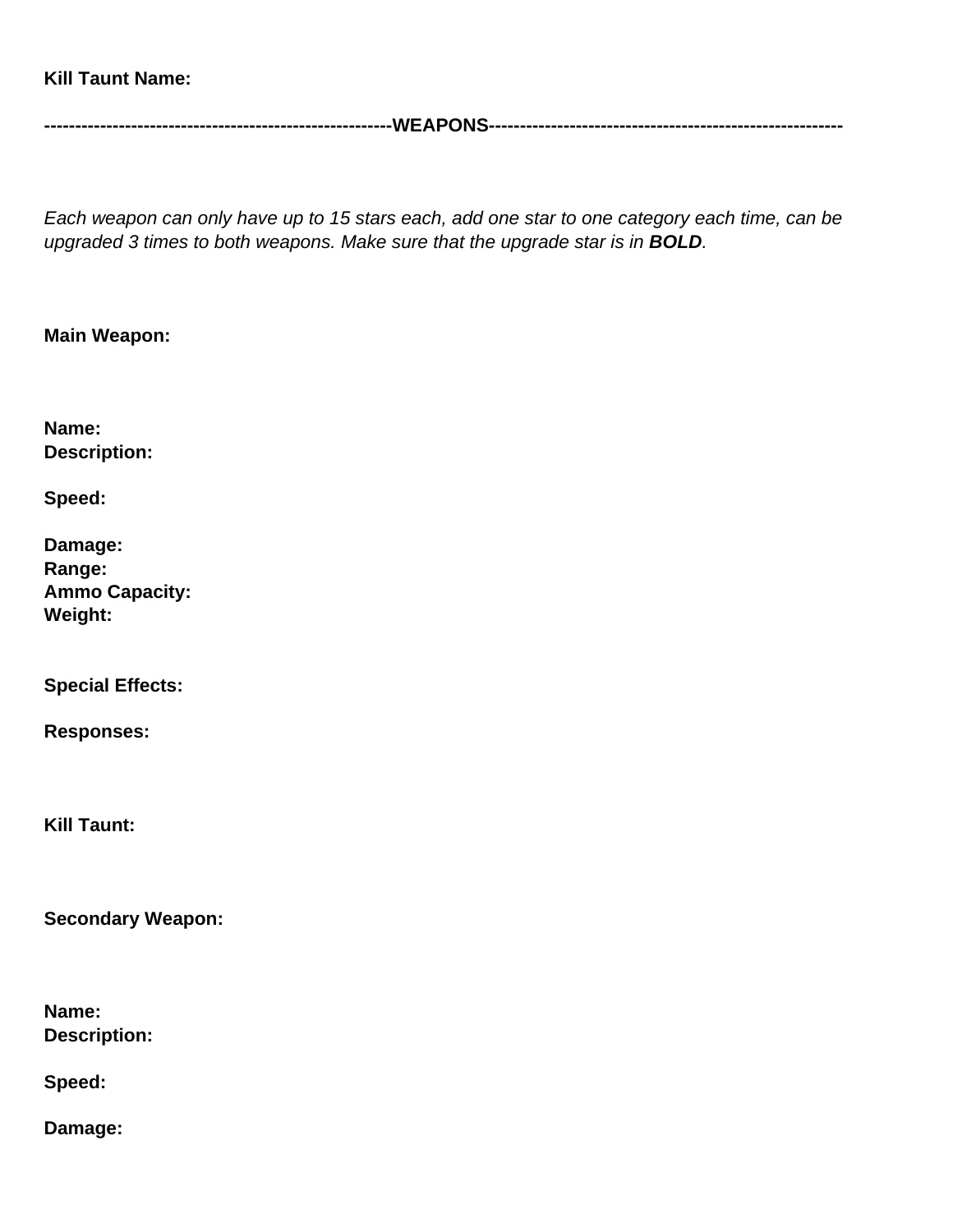**Kill Taunt Name:**

**-------------------------------------------------------WEAPONS---------------------------------------------------------**

*Each weapon can only have up to 15 stars each, add one star to one category each time, can be upgraded 3 times to both weapons. Make sure that the upgrade star is in* ***BOLD****.*

**Main Weapon:**

**Name:**
**Description:**

**Speed:**

**Damage:**
**Range:**
**Ammo Capacity:**
**Weight:**

**Special Effects:**

**Responses:**

**Kill Taunt:**

**Secondary Weapon:**

**Name:**
**Description:**

**Speed:**

**Damage:**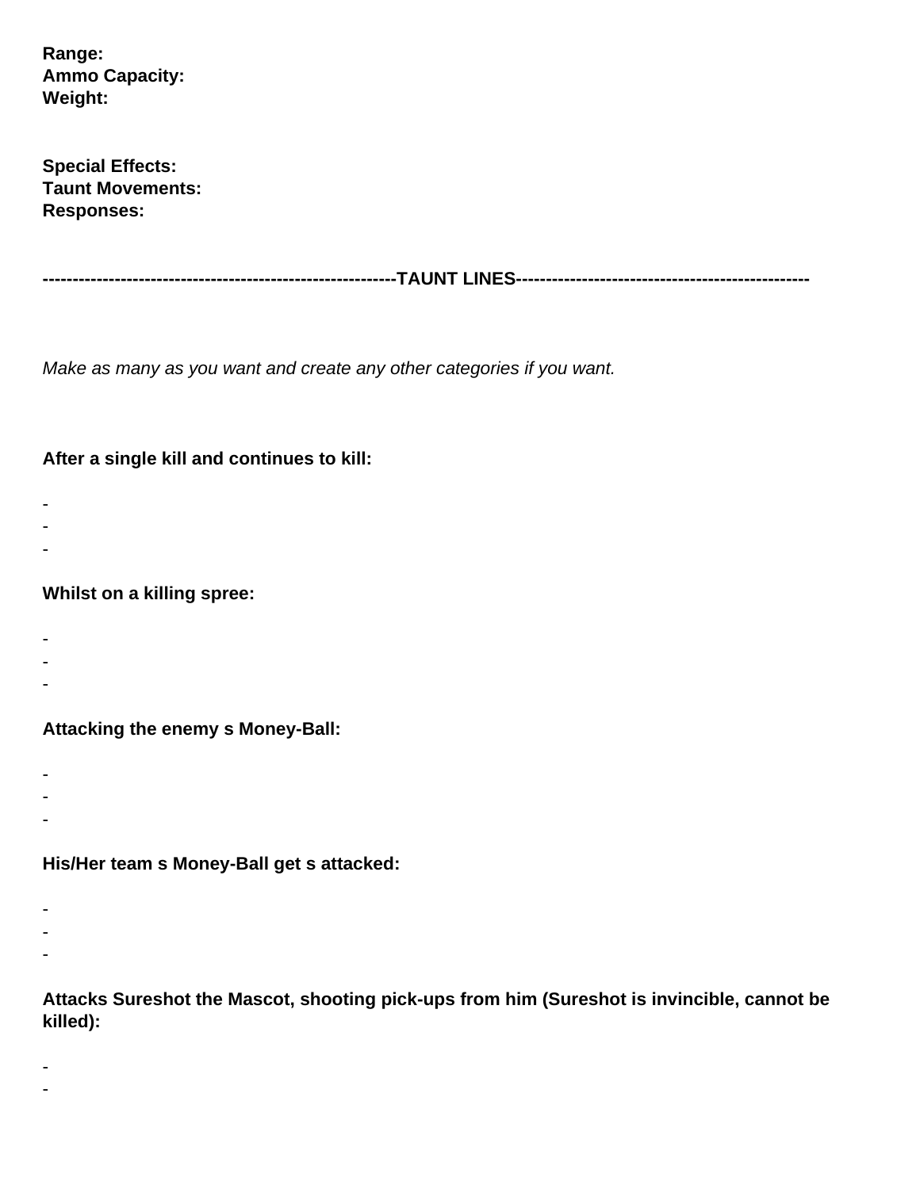**Range:**
**Ammo Capacity:**
**Weight:**

**Special Effects:**
**Taunt Movements:**
**Responses:**

**-----------------------------------------------------------TAUNT LINES-------------------------------------------------**

*Make as many as you want and create any other categories if you want.*

**After a single kill and continues to kill:**

-
-
-

**Whilst on a killing spree:**

-
-
-

**Attacking the enemy s Money-Ball:**

-
-
-

**His/Her team s Money-Ball get s attacked:**

-
-
-

**Attacks Sureshot the Mascot, shooting pick-ups from him (Sureshot is invincible, cannot be killed):**

-
-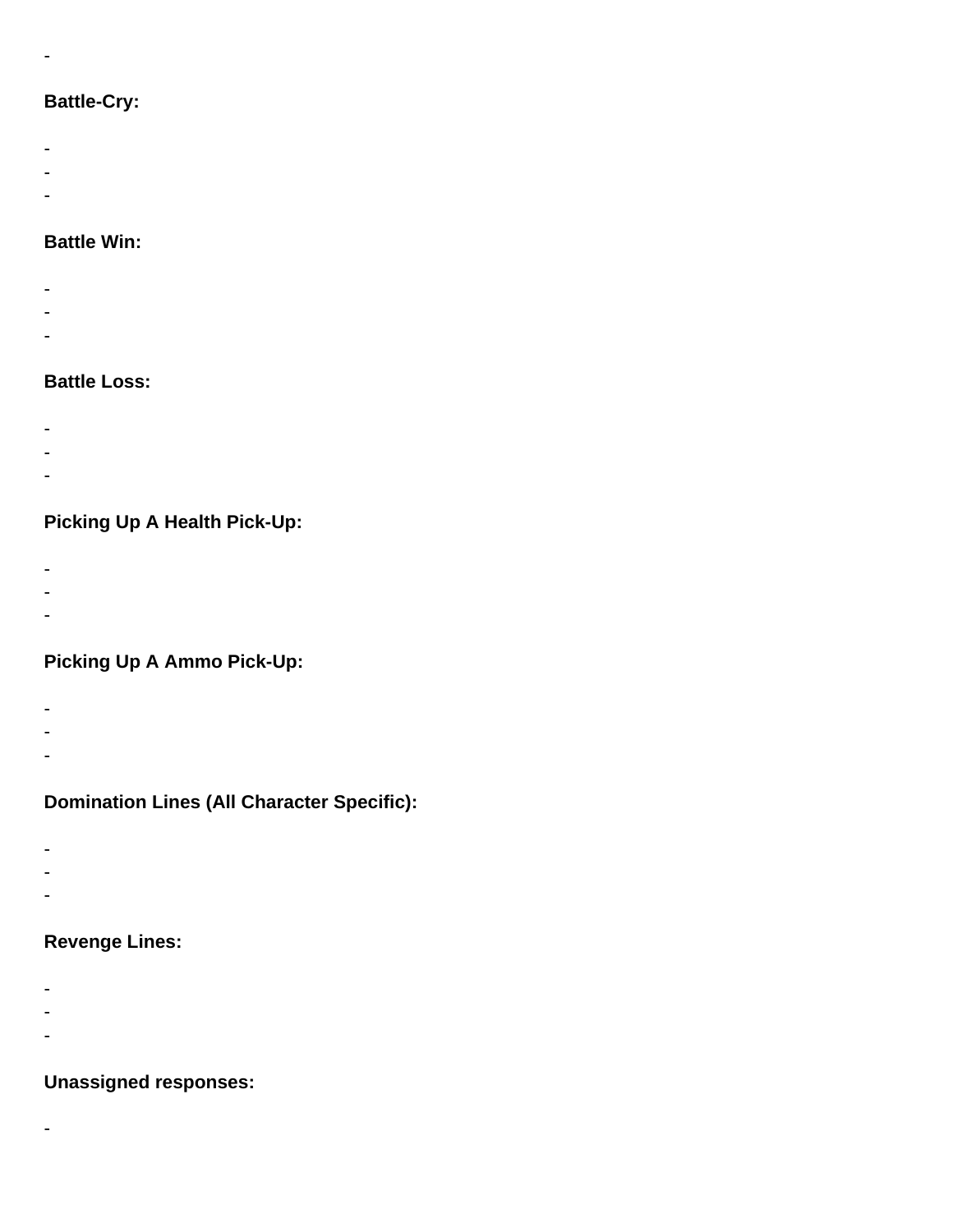-

**Battle-Cry:**

-
-
-

**Battle Win:**

-
-
-

**Battle Loss:**

-
-
-

**Picking Up A Health Pick-Up:**

-
-
-

**Picking Up A Ammo Pick-Up:**

-
-
-

**Domination Lines (All Character Specific):**

-
-
-

**Revenge Lines:**

-
-
-

**Unassigned responses:**

-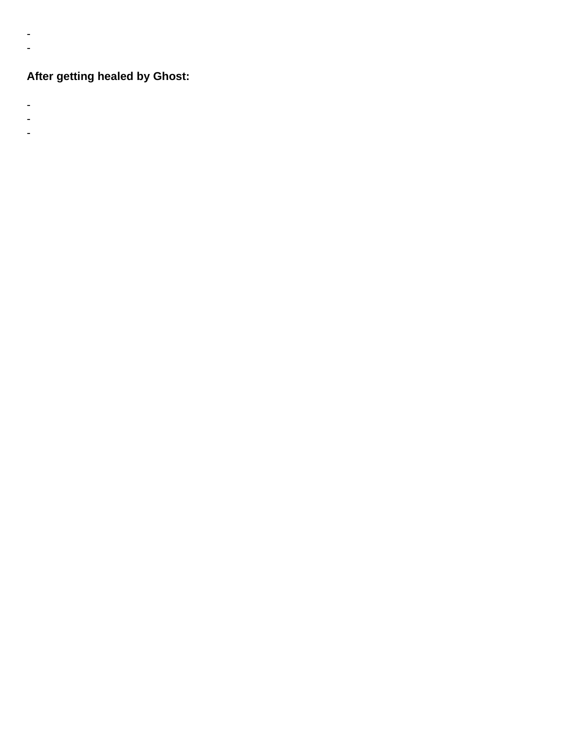-
-

**After getting healed by Ghost:**

-
-
-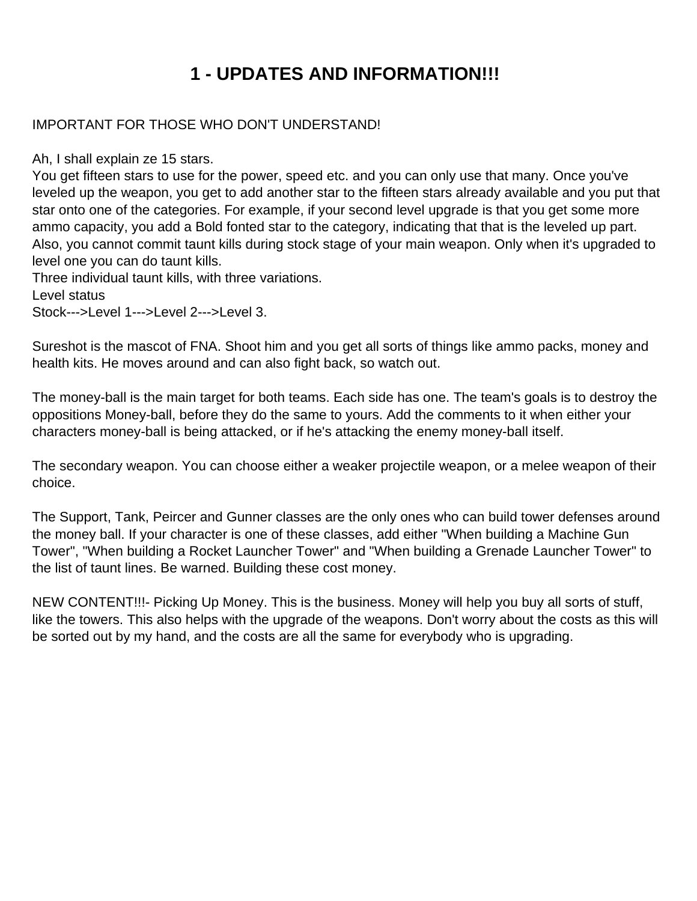# 1 - UPDATES AND INFORMATION!!!

IMPORTANT FOR THOSE WHO DON'T UNDERSTAND!

Ah, I shall explain ze 15 stars.
You get fifteen stars to use for the power, speed etc. and you can only use that many. Once you've leveled up the weapon, you get to add another star to the fifteen stars already available and you put that star onto one of the categories. For example, if your second level upgrade is that you get some more ammo capacity, you add a Bold fonted star to the category, indicating that that is the leveled up part.
Also, you cannot commit taunt kills during stock stage of your main weapon. Only when it's upgraded to level one you can do taunt kills.
Three individual taunt kills, with three variations.
Level status
Stock--->Level 1--->Level 2--->Level 3.

Sureshot is the mascot of FNA. Shoot him and you get all sorts of things like ammo packs, money and health kits. He moves around and can also fight back, so watch out.

The money-ball is the main target for both teams. Each side has one. The team's goals is to destroy the oppositions Money-ball, before they do the same to yours. Add the comments to it when either your characters money-ball is being attacked, or if he's attacking the enemy money-ball itself.

The secondary weapon. You can choose either a weaker projectile weapon, or a melee weapon of their choice.

The Support, Tank, Peircer and Gunner classes are the only ones who can build tower defenses around the money ball. If your character is one of these classes, add either "When building a Machine Gun Tower", "When building a Rocket Launcher Tower" and "When building a Grenade Launcher Tower" to the list of taunt lines. Be warned. Building these cost money.

NEW CONTENT!!!- Picking Up Money. This is the business. Money will help you buy all sorts of stuff, like the towers. This also helps with the upgrade of the weapons. Don't worry about the costs as this will be sorted out by my hand, and the costs are all the same for everybody who is upgrading.